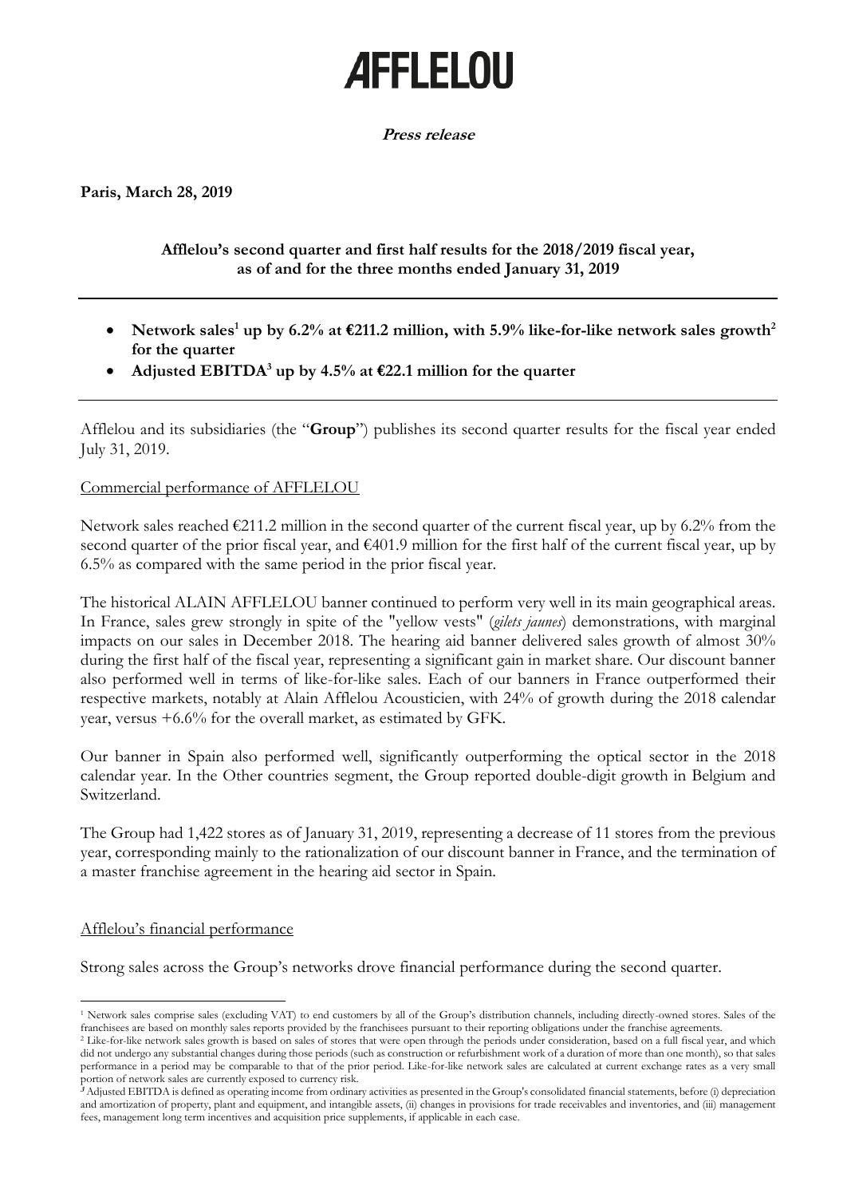# AFFLELOU

**Press release**

**Paris, March 28, 2019**

**Afflelou's second quarter and first half results for the 2018/2019 fiscal year, as of and for the three months ended January 31, 2019**

---

- **Network sales[1] up by 6.2% at €211.2 million, with 5.9% like-for-like network sales growth[2] for the quarter**
- **Adjusted EBITDA[3] up by 4.5% at €22.1 million for the quarter**

---

Afflelou and its subsidiaries (the "**Group**") publishes its second quarter results for the fiscal year ended July 31, 2019.

Commercial performance of AFFLELOU

Network sales reached €211.2 million in the second quarter of the current fiscal year, up by 6.2% from the second quarter of the prior fiscal year, and €401.9 million for the first half of the current fiscal year, up by 6.5% as compared with the same period in the prior fiscal year.

The historical ALAIN AFFLELOU banner continued to perform very well in its main geographical areas. In France, sales grew strongly in spite of the "yellow vests" (*gilets jaunes*) demonstrations, with marginal impacts on our sales in December 2018. The hearing aid banner delivered sales growth of almost 30% during the first half of the fiscal year, representing a significant gain in market share. Our discount banner also performed well in terms of like-for-like sales. Each of our banners in France outperformed their respective markets, notably at Alain Afflelou Acousticien, with 24% of growth during the 2018 calendar year, versus +6.6% for the overall market, as estimated by GFK.

Our banner in Spain also performed well, significantly outperforming the optical sector in the 2018 calendar year. In the Other countries segment, the Group reported double-digit growth in Belgium and Switzerland.

The Group had 1,422 stores as of January 31, 2019, representing a decrease of 11 stores from the previous year, corresponding mainly to the rationalization of our discount banner in France, and the termination of a master franchise agreement in the hearing aid sector in Spain.

Afflelou's financial performance

Strong sales across the Group's networks drove financial performance during the second quarter.

---

[1] Network sales comprise sales (excluding VAT) to end customers by all of the Group's distribution channels, including directly-owned stores. Sales of the franchisees are based on monthly sales reports provided by the franchisees pursuant to their reporting obligations under the franchise agreements.

[2] Like-for-like network sales growth is based on sales of stores that were open through the periods under consideration, based on a full fiscal year, and which did not undergo any substantial changes during those periods (such as construction or refurbishment work of a duration of more than one month), so that sales performance in a period may be comparable to that of the prior period. Like-for-like network sales are calculated at current exchange rates as a very small portion of network sales are currently exposed to currency risk.

[3] Adjusted EBITDA is defined as operating income from ordinary activities as presented in the Group's consolidated financial statements, before (i) depreciation and amortization of property, plant and equipment, and intangible assets, (ii) changes in provisions for trade receivables and inventories, and (iii) management fees, management long term incentives and acquisition price supplements, if applicable in each case.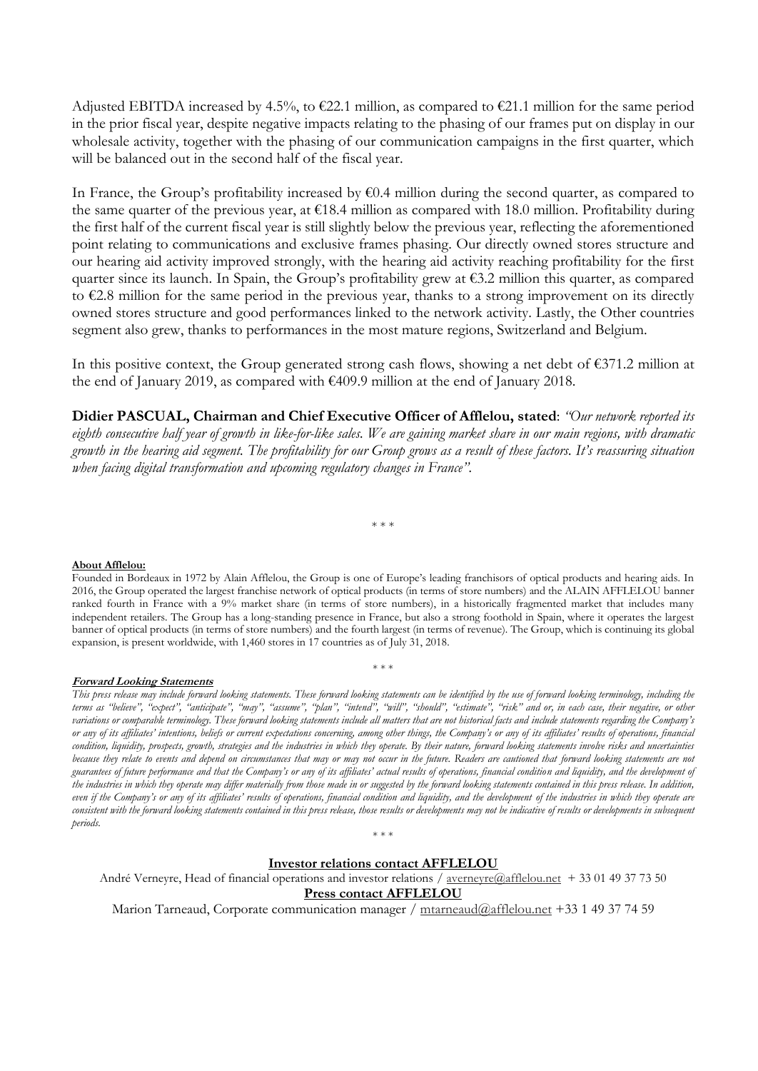Adjusted EBITDA increased by 4.5%, to €22.1 million, as compared to €21.1 million for the same period in the prior fiscal year, despite negative impacts relating to the phasing of our frames put on display in our wholesale activity, together with the phasing of our communication campaigns in the first quarter, which will be balanced out in the second half of the fiscal year.

In France, the Group's profitability increased by €0.4 million during the second quarter, as compared to the same quarter of the previous year, at €18.4 million as compared with 18.0 million. Profitability during the first half of the current fiscal year is still slightly below the previous year, reflecting the aforementioned point relating to communications and exclusive frames phasing. Our directly owned stores structure and our hearing aid activity improved strongly, with the hearing aid activity reaching profitability for the first quarter since its launch. In Spain, the Group's profitability grew at €3.2 million this quarter, as compared to €2.8 million for the same period in the previous year, thanks to a strong improvement on its directly owned stores structure and good performances linked to the network activity. Lastly, the Other countries segment also grew, thanks to performances in the most mature regions, Switzerland and Belgium.

In this positive context, the Group generated strong cash flows, showing a net debt of €371.2 million at the end of January 2019, as compared with €409.9 million at the end of January 2018.

**Didier PASCUAL, Chairman and Chief Executive Officer of Afflelou, stated**: *"Our network reported its eighth consecutive half year of growth in like-for-like sales. We are gaining market share in our main regions, with dramatic growth in the hearing aid segment. The profitability for our Group grows as a result of these factors. It's reassuring situation when facing digital transformation and upcoming regulatory changes in France".*

\* \* \*

**About Afflelou:**

Founded in Bordeaux in 1972 by Alain Afflelou, the Group is one of Europe's leading franchisors of optical products and hearing aids. In 2016, the Group operated the largest franchise network of optical products (in terms of store numbers) and the ALAIN AFFLELOU banner ranked fourth in France with a 9% market share (in terms of store numbers), in a historically fragmented market that includes many independent retailers. The Group has a long-standing presence in France, but also a strong foothold in Spain, where it operates the largest banner of optical products (in terms of store numbers) and the fourth largest (in terms of revenue). The Group, which is continuing its global expansion, is present worldwide, with 1,460 stores in 17 countries as of July 31, 2018.

\* \* \*

***Forward Looking Statements***

*This press release may include forward looking statements. These forward looking statements can be identified by the use of forward looking terminology, including the terms as "believe", "expect", "anticipate", "may", "assume", "plan", "intend", "will", "should", "estimate", "risk" and or, in each case, their negative, or other variations or comparable terminology. These forward looking statements include all matters that are not historical facts and include statements regarding the Company's or any of its affiliates' intentions, beliefs or current expectations concerning, among other things, the Company's or any of its affiliates' results of operations, financial condition, liquidity, prospects, growth, strategies and the industries in which they operate. By their nature, forward looking statements involve risks and uncertainties because they relate to events and depend on circumstances that may or may not occur in the future. Readers are cautioned that forward looking statements are not guarantees of future performance and that the Company's or any of its affiliates' actual results of operations, financial condition and liquidity, and the development of the industries in which they operate may differ materially from those made in or suggested by the forward looking statements contained in this press release. In addition, even if the Company's or any of its affiliates' results of operations, financial condition and liquidity, and the development of the industries in which they operate are consistent with the forward looking statements contained in this press release, those results or developments may not be indicative of results or developments in subsequent periods.*

\* \* \*

**Investor relations contact AFFLELOU**

André Verneyre, Head of financial operations and investor relations / averneyre@afflelou.net + 33 01 49 37 73 50

**Press contact AFFLELOU**

Marion Tarneaud, Corporate communication manager / mtarneaud@afflelou.net +33 1 49 37 74 59